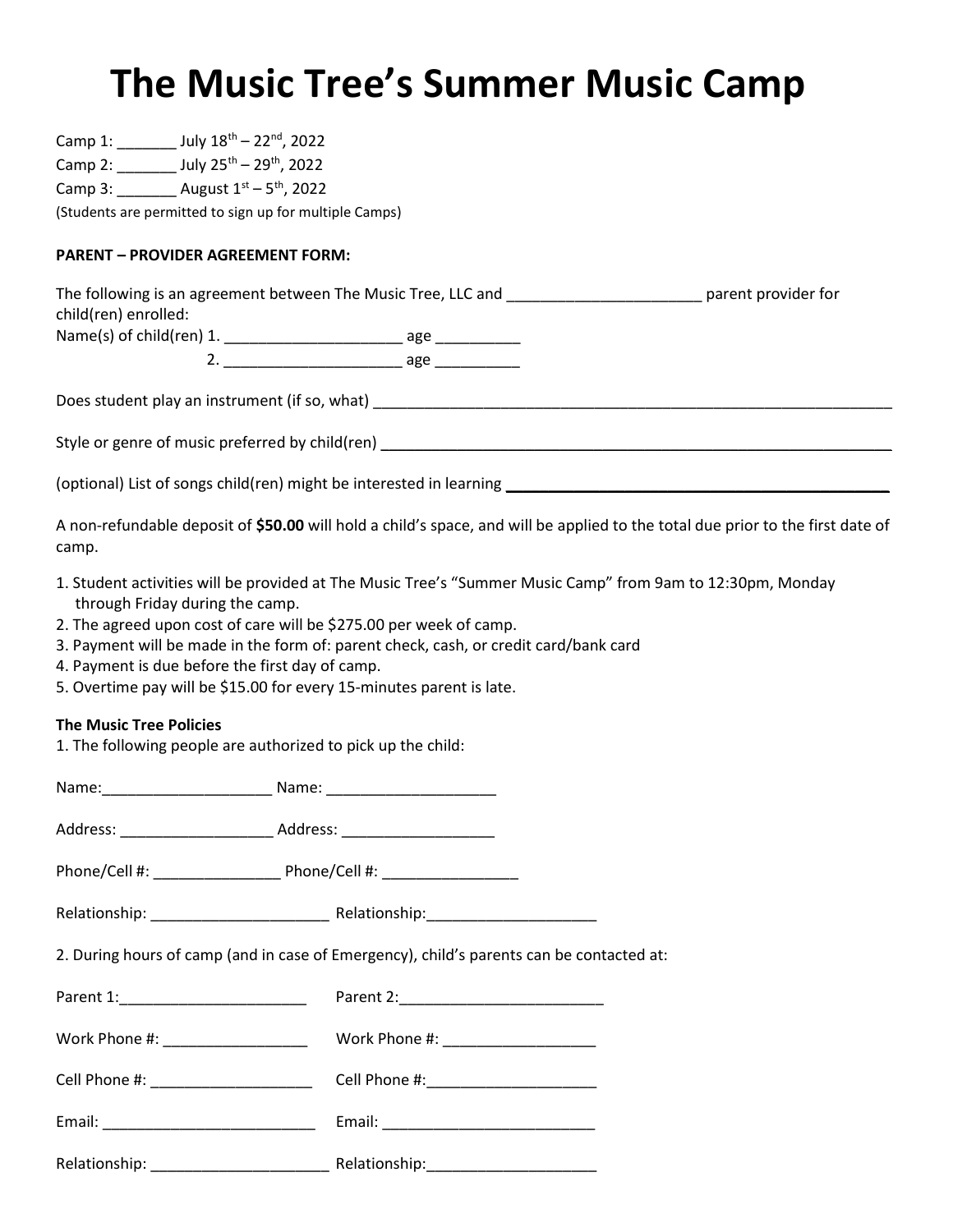# The Music Tree's Summer Music Camp

Camp 1: _______ July 18th – 22nd, 2022
Camp 2: _______ July 25th – 29th, 2022
Camp 3: _______ August 1st – 5th, 2022
(Students are permitted to sign up for multiple Camps)

**PARENT – PROVIDER AGREEMENT FORM:**

The following is an agreement between The Music Tree, LLC and _______________________ parent provider for child(ren) enrolled:
Name(s) of child(ren) 1. _____________________ age __________
2. _____________________ age __________

Does student play an instrument (if so, what) _______________________________________________________________

Style or genre of music preferred by child(ren) _______________________________________________________________

(optional) List of songs child(ren) might be interested in learning _______________________________________________

A non-refundable deposit of **$50.00** will hold a child's space, and will be applied to the total due prior to the first date of camp.

1. Student activities will be provided at The Music Tree's "Summer Music Camp" from 9am to 12:30pm, Monday through Friday during the camp.
2. The agreed upon cost of care will be $275.00 per week of camp.
3. Payment will be made in the form of: parent check, cash, or credit card/bank card
4. Payment is due before the first day of camp.
5. Overtime pay will be $15.00 for every 15-minutes parent is late.

**The Music Tree Policies**

1. The following people are authorized to pick up the child:

Name:____________________ Name: ____________________

Address: __________________ Address: __________________

Phone/Cell #: _______________ Phone/Cell #: ________________

Relationship: _____________________ Relationship:____________________

2. During hours of camp (and in case of Emergency), child's parents can be contacted at:

Parent 1:______________________ Parent 2:________________________

Work Phone #: _________________ Work Phone #: _________________

Cell Phone #: ___________________ Cell Phone #:____________________

Email: _________________________ Email: _________________________

Relationship: _____________________ Relationship:____________________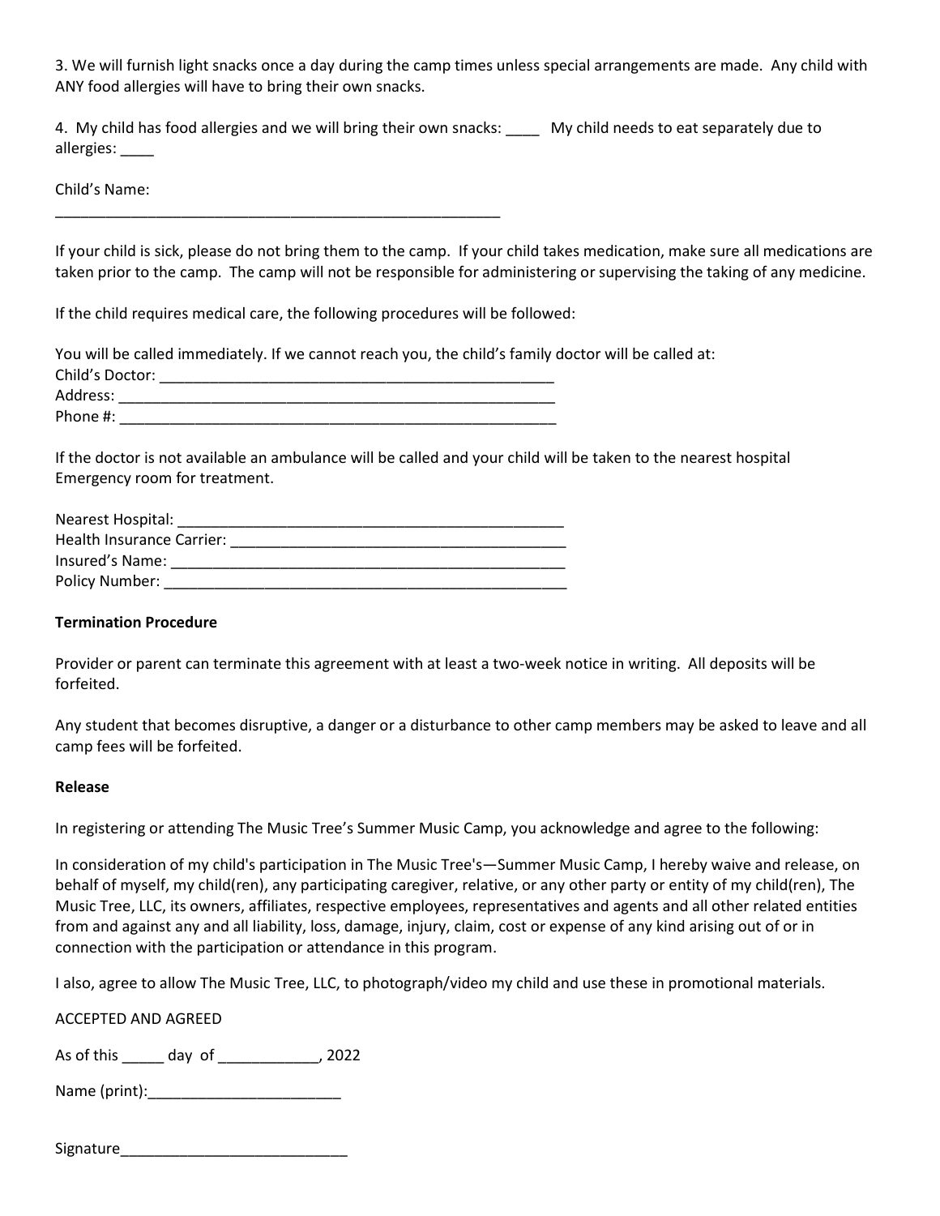3. We will furnish light snacks once a day during the camp times unless special arrangements are made. Any child with ANY food allergies will have to bring their own snacks.

4. My child has food allergies and we will bring their own snacks: ____ My child needs to eat separately due to allergies: ____

Child's Name:

_______________________________________________________

If your child is sick, please do not bring them to the camp. If your child takes medication, make sure all medications are taken prior to the camp. The camp will not be responsible for administering or supervising the taking of any medicine.

If the child requires medical care, the following procedures will be followed:

You will be called immediately. If we cannot reach you, the child's family doctor will be called at:
Child's Doctor: _________________________________________________
Address: ______________________________________________________
Phone #: ______________________________________________________

If the doctor is not available an ambulance will be called and your child will be taken to the nearest hospital Emergency room for treatment.

Nearest Hospital: ________________________________________________
Health Insurance Carrier: __________________________________________
Insured's Name: _________________________________________________
Policy Number: __________________________________________________

**Termination Procedure**

Provider or parent can terminate this agreement with at least a two-week notice in writing. All deposits will be forfeited.

Any student that becomes disruptive, a danger or a disturbance to other camp members may be asked to leave and all camp fees will be forfeited.

**Release**

In registering or attending The Music Tree's Summer Music Camp, you acknowledge and agree to the following:

In consideration of my child's participation in The Music Tree's—Summer Music Camp, I hereby waive and release, on behalf of myself, my child(ren), any participating caregiver, relative, or any other party or entity of my child(ren), The Music Tree, LLC, its owners, affiliates, respective employees, representatives and agents and all other related entities from and against any and all liability, loss, damage, injury, claim, cost or expense of any kind arising out of or in connection with the participation or attendance in this program.

I also, agree to allow The Music Tree, LLC, to photograph/video my child and use these in promotional materials.

ACCEPTED AND AGREED

As of this _____ day of ____________, 2022

Name (print):_______________________

Signature___________________________